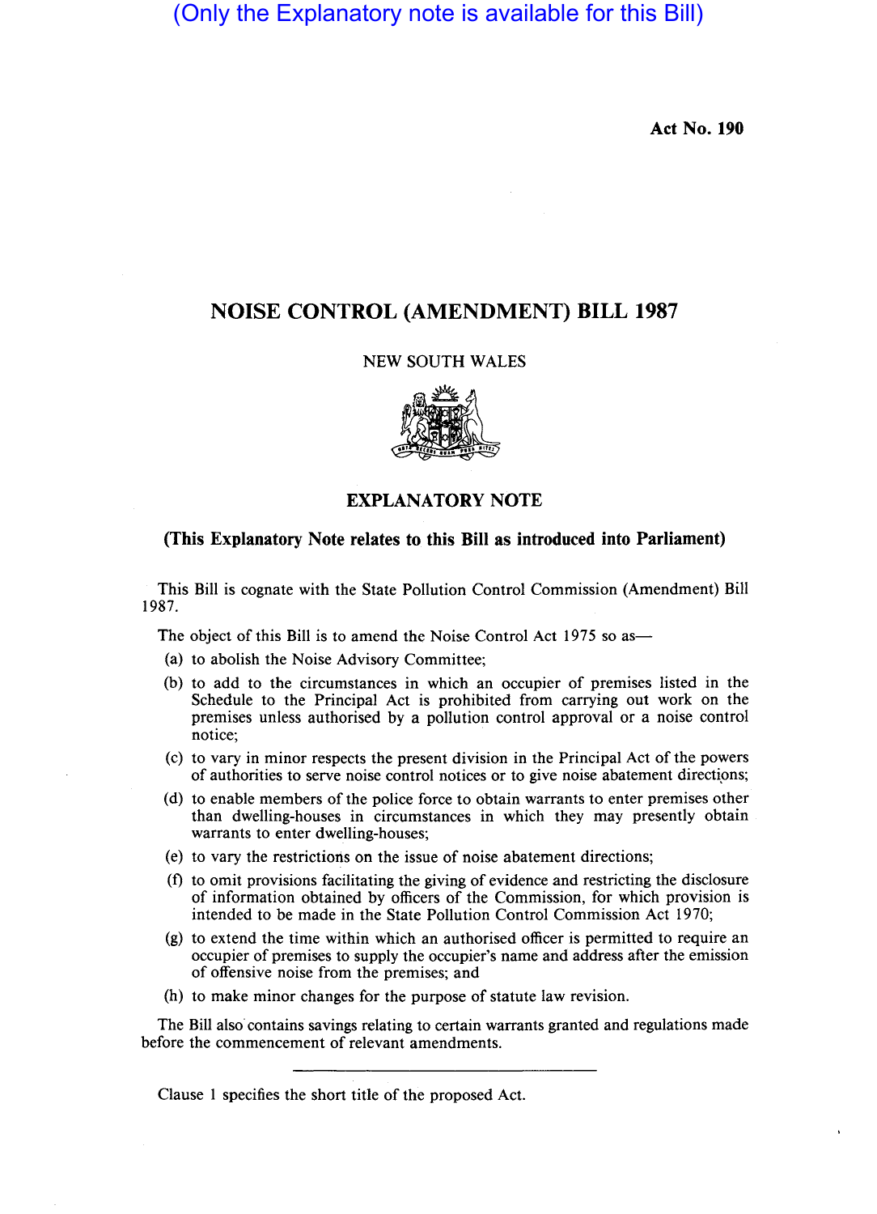(Only the Explanatory note is available for this Bill)

**Act No. 190**

# NOISE CONTROL (AMENDMENT) BILL 1987

NEW SOUTH WALES

## EXPLANATORY NOTE

**(This Explanatory Note relates to this Bill as introduced into Parliament)**

This Bill is cognate with the State Pollution Control Commission (Amendment) Bill 1987.

The object of this Bill is to amend the Noise Control Act 1975 so as—

(a) to abolish the Noise Advisory Committee;

(b) to add to the circumstances in which an occupier of premises listed in the Schedule to the Principal Act is prohibited from carrying out work on the premises unless authorised by a pollution control approval or a noise control notice;

(c) to vary in minor respects the present division in the Principal Act of the powers of authorities to serve noise control notices or to give noise abatement directions;

(d) to enable members of the police force to obtain warrants to enter premises other than dwelling-houses in circumstances in which they may presently obtain warrants to enter dwelling-houses;

(e) to vary the restrictions on the issue of noise abatement directions;

(f) to omit provisions facilitating the giving of evidence and restricting the disclosure of information obtained by officers of the Commission, for which provision is intended to be made in the State Pollution Control Commission Act 1970;

(g) to extend the time within which an authorised officer is permitted to require an occupier of premises to supply the occupier's name and address after the emission of offensive noise from the premises; and

(h) to make minor changes for the purpose of statute law revision.

The Bill also contains savings relating to certain warrants granted and regulations made before the commencement of relevant amendments.

---

Clause 1 specifies the short title of the proposed Act.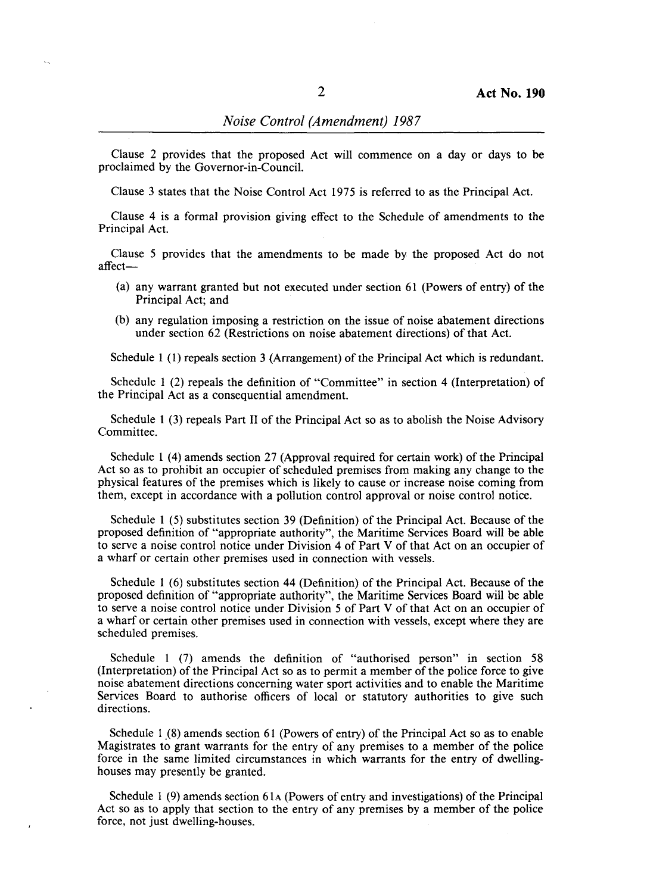Clause 2 provides that the proposed Act will commence on a day or days to be proclaimed by the Governor-in-Council.

Clause 3 states that the Noise Control Act 1975 is referred to as the Principal Act.

Clause 4 is a formal provision giving effect to the Schedule of amendments to the Principal Act.

Clause 5 provides that the amendments to be made by the proposed Act do not affect—

(a) any warrant granted but not executed under section 61 (Powers of entry) of the Principal Act; and

(b) any regulation imposing a restriction on the issue of noise abatement directions under section 62 (Restrictions on noise abatement directions) of that Act.

Schedule 1 (1) repeals section 3 (Arrangement) of the Principal Act which is redundant.

Schedule 1 (2) repeals the definition of "Committee" in section 4 (Interpretation) of the Principal Act as a consequential amendment.

Schedule 1 (3) repeals Part II of the Principal Act so as to abolish the Noise Advisory Committee.

Schedule 1 (4) amends section 27 (Approval required for certain work) of the Principal Act so as to prohibit an occupier of scheduled premises from making any change to the physical features of the premises which is likely to cause or increase noise coming from them, except in accordance with a pollution control approval or noise control notice.

Schedule 1 (5) substitutes section 39 (Definition) of the Principal Act. Because of the proposed definition of "appropriate authority", the Maritime Services Board will be able to serve a noise control notice under Division 4 of Part V of that Act on an occupier of a wharf or certain other premises used in connection with vessels.

Schedule 1 (6) substitutes section 44 (Definition) of the Principal Act. Because of the proposed definition of "appropriate authority", the Maritime Services Board will be able to serve a noise control notice under Division 5 of Part V of that Act on an occupier of a wharf or certain other premises used in connection with vessels, except where they are scheduled premises.

Schedule 1 (7) amends the definition of "authorised person" in section 58 (Interpretation) of the Principal Act so as to permit a member of the police force to give noise abatement directions concerning water sport activities and to enable the Maritime Services Board to authorise officers of local or statutory authorities to give such directions.

Schedule 1 (8) amends section 61 (Powers of entry) of the Principal Act so as to enable Magistrates to grant warrants for the entry of any premises to a member of the police force in the same limited circumstances in which warrants for the entry of dwelling-houses may presently be granted.

Schedule 1 (9) amends section 61A (Powers of entry and investigations) of the Principal Act so as to apply that section to the entry of any premises by a member of the police force, not just dwelling-houses.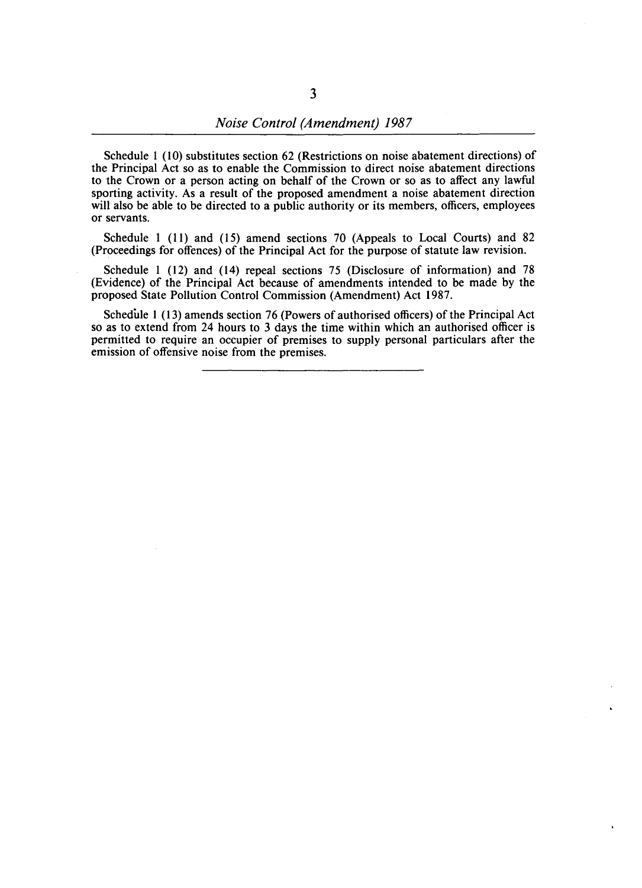Schedule 1 (10) substitutes section 62 (Restrictions on noise abatement directions) of the Principal Act so as to enable the Commission to direct noise abatement directions to the Crown or a person acting on behalf of the Crown or so as to affect any lawful sporting activity. As a result of the proposed amendment a noise abatement direction will also be able to be directed to a public authority or its members, officers, employees or servants.

Schedule 1 (11) and (15) amend sections 70 (Appeals to Local Courts) and 82 (Proceedings for offences) of the Principal Act for the purpose of statute law revision.

Schedule 1 (12) and (14) repeal sections 75 (Disclosure of information) and 78 (Evidence) of the Principal Act because of amendments intended to be made by the proposed State Pollution Control Commission (Amendment) Act 1987.

Schedule 1 (13) amends section 76 (Powers of authorised officers) of the Principal Act so as to extend from 24 hours to 3 days the time within which an authorised officer is permitted to require an occupier of premises to supply personal particulars after the emission of offensive noise from the premises.